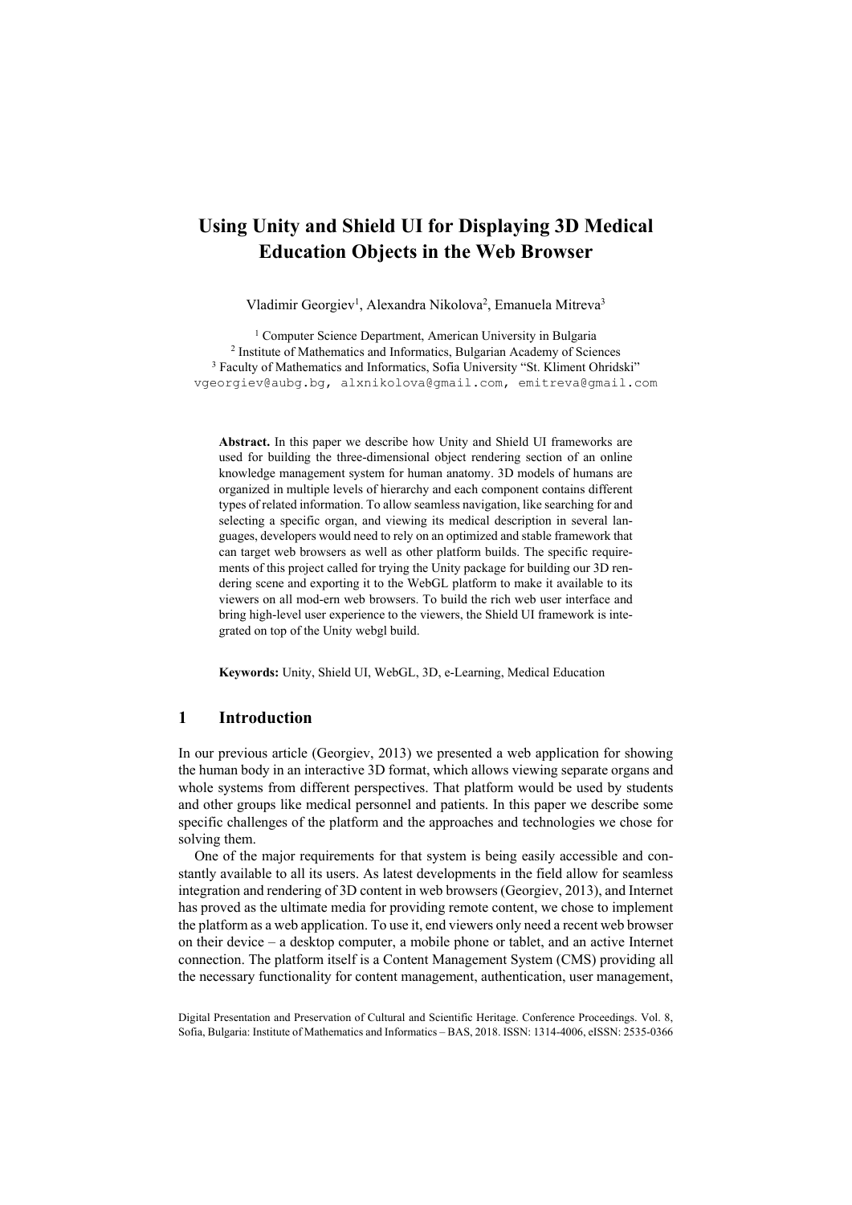# Using Unity and Shield UI for Displaying 3D Medical Education Objects in the Web Browser

Vladimir Georgiev[1], Alexandra Nikolova[2], Emanuela Mitreva[3]

[1] Computer Science Department, American University in Bulgaria
[2] Institute of Mathematics and Informatics, Bulgarian Academy of Sciences
[3] Faculty of Mathematics and Informatics, Sofia University "St. Kliment Ohridski"
vgeorgiev@aubg.bg, alxnikolova@gmail.com, emitreva@gmail.com

**Abstract.** In this paper we describe how Unity and Shield UI frameworks are used for building the three-dimensional object rendering section of an online knowledge management system for human anatomy. 3D models of humans are organized in multiple levels of hierarchy and each component contains different types of related information. To allow seamless navigation, like searching for and selecting a specific organ, and viewing its medical description in several languages, developers would need to rely on an optimized and stable framework that can target web browsers as well as other platform builds. The specific requirements of this project called for trying the Unity package for building our 3D rendering scene and exporting it to the WebGL platform to make it available to its viewers on all mod-ern web browsers. To build the rich web user interface and bring high-level user experience to the viewers, the Shield UI framework is integrated on top of the Unity webgl build.

**Keywords:** Unity, Shield UI, WebGL, 3D, e-Learning, Medical Education

## 1 Introduction

In our previous article (Georgiev, 2013) we presented a web application for showing the human body in an interactive 3D format, which allows viewing separate organs and whole systems from different perspectives. That platform would be used by students and other groups like medical personnel and patients. In this paper we describe some specific challenges of the platform and the approaches and technologies we chose for solving them.

One of the major requirements for that system is being easily accessible and constantly available to all its users. As latest developments in the field allow for seamless integration and rendering of 3D content in web browsers (Georgiev, 2013), and Internet has proved as the ultimate media for providing remote content, we chose to implement the platform as a web application. To use it, end viewers only need a recent web browser on their device – a desktop computer, a mobile phone or tablet, and an active Internet connection. The platform itself is a Content Management System (CMS) providing all the necessary functionality for content management, authentication, user management,

Digital Presentation and Preservation of Cultural and Scientific Heritage. Conference Proceedings. Vol. 8, Sofia, Bulgaria: Institute of Mathematics and Informatics – BAS, 2018. ISSN: 1314-4006, eISSN: 2535-0366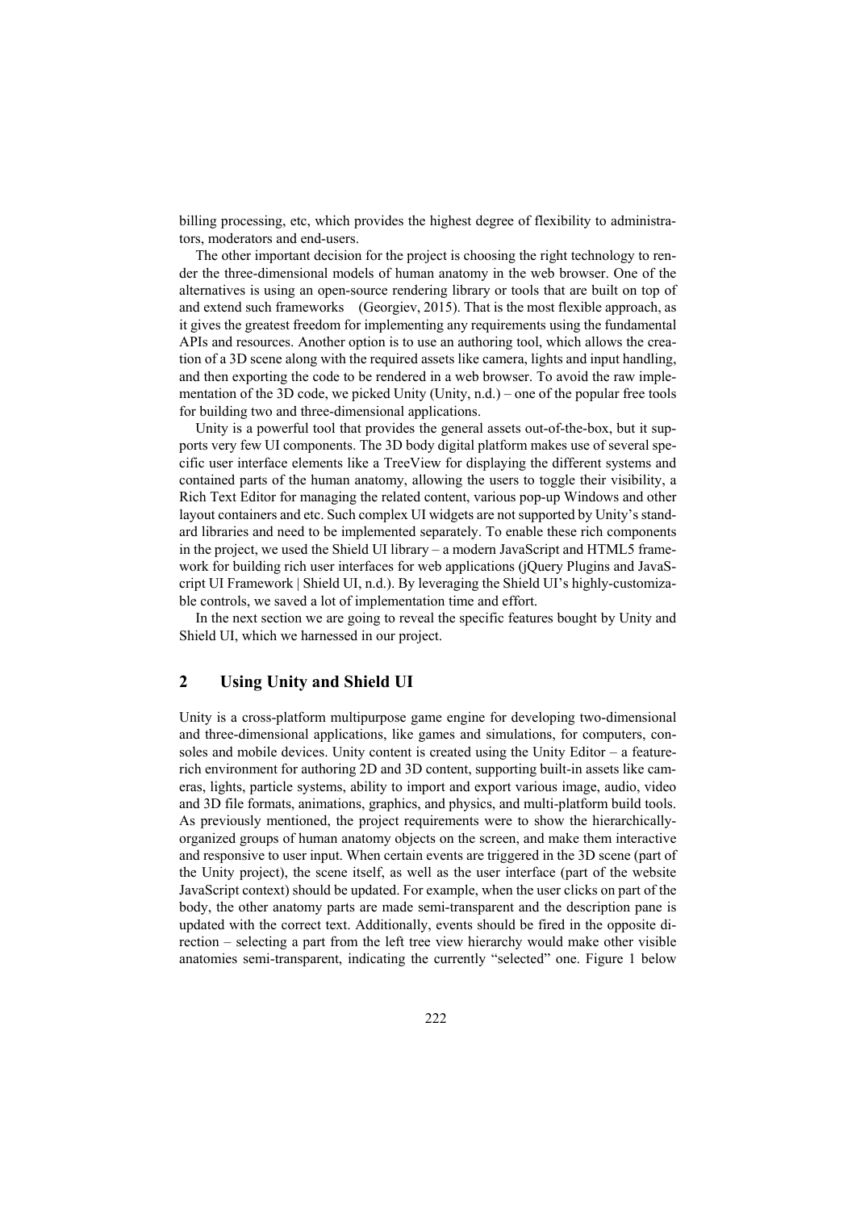billing processing, etc, which provides the highest degree of flexibility to administrators, moderators and end-users.

The other important decision for the project is choosing the right technology to render the three-dimensional models of human anatomy in the web browser. One of the alternatives is using an open-source rendering library or tools that are built on top of and extend such frameworks (Georgiev, 2015). That is the most flexible approach, as it gives the greatest freedom for implementing any requirements using the fundamental APIs and resources. Another option is to use an authoring tool, which allows the creation of a 3D scene along with the required assets like camera, lights and input handling, and then exporting the code to be rendered in a web browser. To avoid the raw implementation of the 3D code, we picked Unity (Unity, n.d.) – one of the popular free tools for building two and three-dimensional applications.

Unity is a powerful tool that provides the general assets out-of-the-box, but it supports very few UI components. The 3D body digital platform makes use of several specific user interface elements like a TreeView for displaying the different systems and contained parts of the human anatomy, allowing the users to toggle their visibility, a Rich Text Editor for managing the related content, various pop-up Windows and other layout containers and etc. Such complex UI widgets are not supported by Unity's standard libraries and need to be implemented separately. To enable these rich components in the project, we used the Shield UI library – a modern JavaScript and HTML5 framework for building rich user interfaces for web applications (jQuery Plugins and JavaScript UI Framework | Shield UI, n.d.). By leveraging the Shield UI's highly-customizable controls, we saved a lot of implementation time and effort.

In the next section we are going to reveal the specific features bought by Unity and Shield UI, which we harnessed in our project.

## 2 Using Unity and Shield UI

Unity is a cross-platform multipurpose game engine for developing two-dimensional and three-dimensional applications, like games and simulations, for computers, consoles and mobile devices. Unity content is created using the Unity Editor – a feature-rich environment for authoring 2D and 3D content, supporting built-in assets like cameras, lights, particle systems, ability to import and export various image, audio, video and 3D file formats, animations, graphics, and physics, and multi-platform build tools. As previously mentioned, the project requirements were to show the hierarchically-organized groups of human anatomy objects on the screen, and make them interactive and responsive to user input. When certain events are triggered in the 3D scene (part of the Unity project), the scene itself, as well as the user interface (part of the website JavaScript context) should be updated. For example, when the user clicks on part of the body, the other anatomy parts are made semi-transparent and the description pane is updated with the correct text. Additionally, events should be fired in the opposite direction – selecting a part from the left tree view hierarchy would make other visible anatomies semi-transparent, indicating the currently "selected" one. Figure 1 below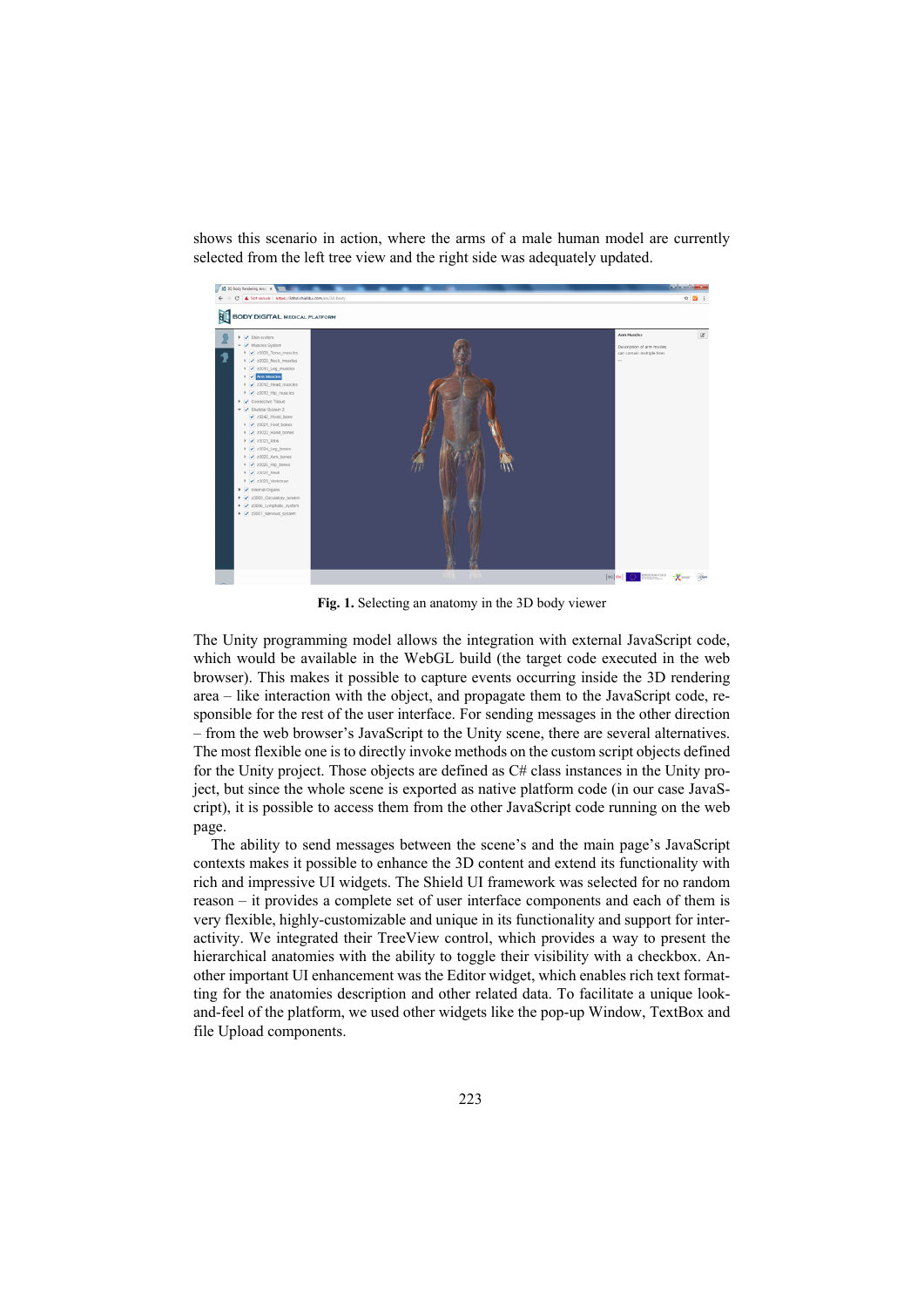shows this scenario in action, where the arms of a male human model are currently selected from the left tree view and the right side was adequately updated.

**Fig. 1.** Selecting an anatomy in the 3D body viewer

The Unity programming model allows the integration with external JavaScript code, which would be available in the WebGL build (the target code executed in the web browser). This makes it possible to capture events occurring inside the 3D rendering area – like interaction with the object, and propagate them to the JavaScript code, responsible for the rest of the user interface. For sending messages in the other direction – from the web browser's JavaScript to the Unity scene, there are several alternatives. The most flexible one is to directly invoke methods on the custom script objects defined for the Unity project. Those objects are defined as C# class instances in the Unity project, but since the whole scene is exported as native platform code (in our case JavaScript), it is possible to access them from the other JavaScript code running on the web page.

The ability to send messages between the scene's and the main page's JavaScript contexts makes it possible to enhance the 3D content and extend its functionality with rich and impressive UI widgets. The Shield UI framework was selected for no random reason – it provides a complete set of user interface components and each of them is very flexible, highly-customizable and unique in its functionality and support for interactivity. We integrated their TreeView control, which provides a way to present the hierarchical anatomies with the ability to toggle their visibility with a checkbox. Another important UI enhancement was the Editor widget, which enables rich text formatting for the anatomies description and other related data. To facilitate a unique look-and-feel of the platform, we used other widgets like the pop-up Window, TextBox and file Upload components.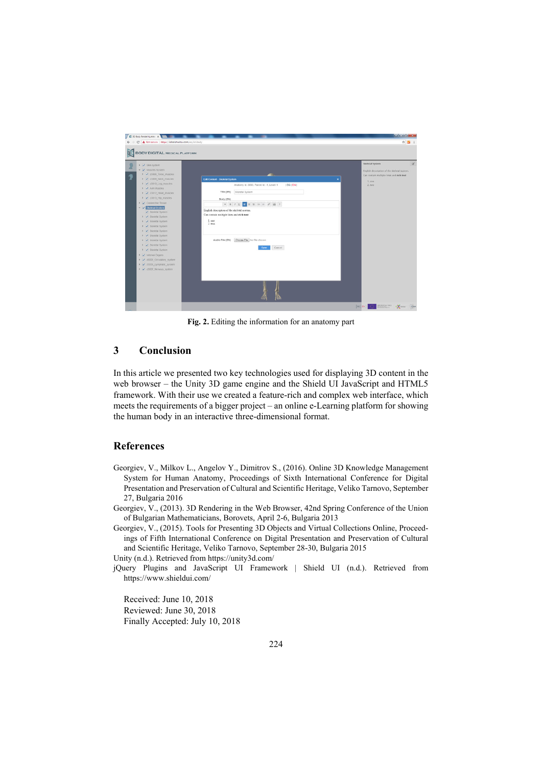Fig. 2. Editing the information for an anatomy part

## 3 Conclusion

In this article we presented two key technologies used for displaying 3D content in the web browser – the Unity 3D game engine and the Shield UI JavaScript and HTML5 framework. With their use we created a feature-rich and complex web interface, which meets the requirements of a bigger project – an online e-Learning platform for showing the human body in an interactive three-dimensional format.

## References

Georgiev, V., Milkov L., Angelov Y., Dimitrov S., (2016). Online 3D Knowledge Management System for Human Anatomy, Proceedings of Sixth International Conference for Digital Presentation and Preservation of Cultural and Scientific Heritage, Veliko Tarnovo, September 27, Bulgaria 2016

Georgiev, V., (2013). 3D Rendering in the Web Browser, 42nd Spring Conference of the Union of Bulgarian Mathematicians, Borovets, April 2-6, Bulgaria 2013

Georgiev, V., (2015). Tools for Presenting 3D Objects and Virtual Collections Online, Proceedings of Fifth International Conference on Digital Presentation and Preservation of Cultural and Scientific Heritage, Veliko Tarnovo, September 28-30, Bulgaria 2015

Unity (n.d.). Retrieved from https://unity3d.com/

jQuery Plugins and JavaScript UI Framework | Shield UI (n.d.). Retrieved from https://www.shieldui.com/

Received: June 10, 2018
Reviewed: June 30, 2018
Finally Accepted: July 10, 2018